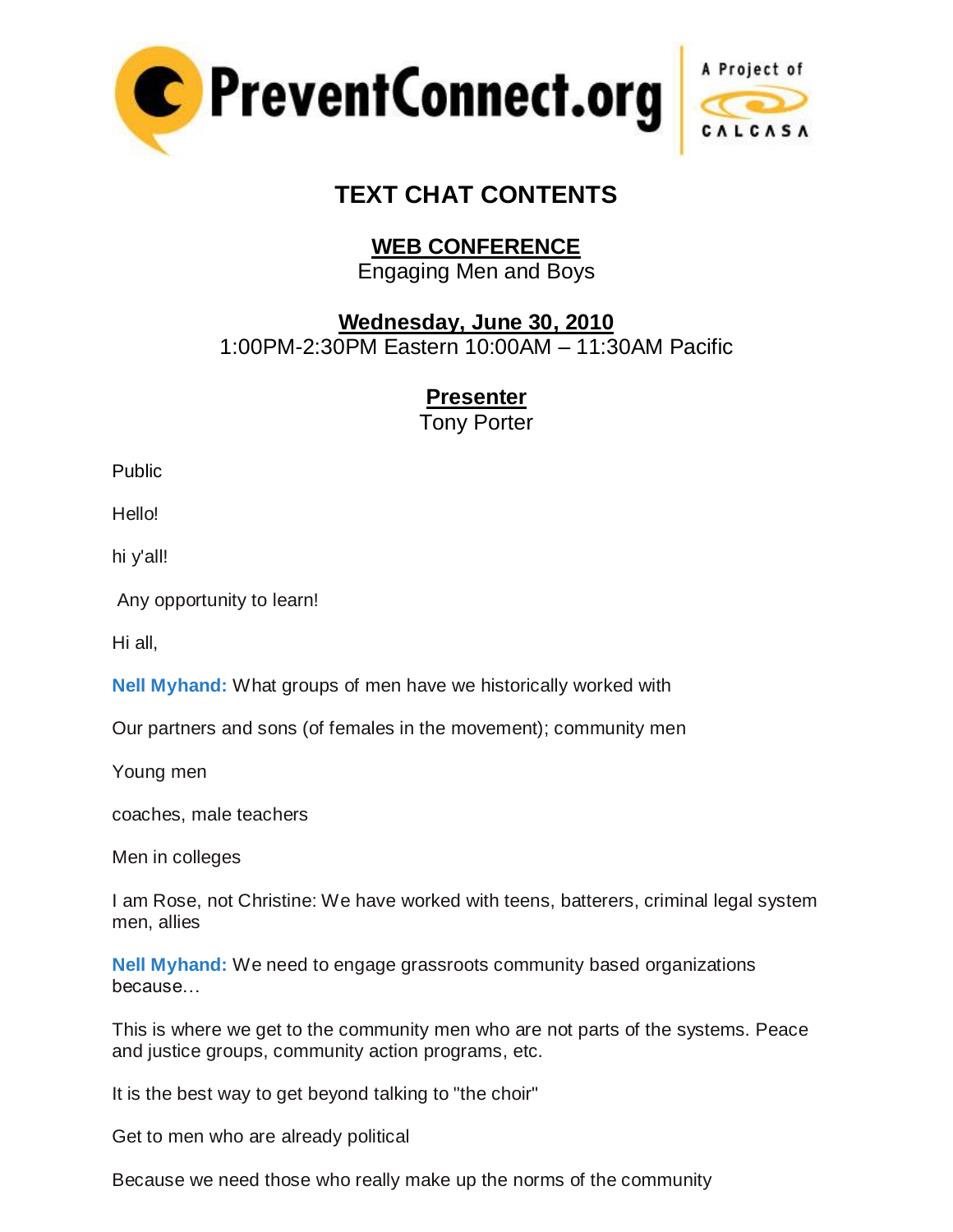PreventConnect.org | A Project of CALCASA

# TEXT CHAT CONTENTS

## WEB CONFERENCE

Engaging Men and Boys

## Wednesday, June 30, 2010

1:00PM-2:30PM Eastern 10:00AM – 11:30AM Pacific

## Presenter

Tony Porter

Public

Hello!

hi y'all!

Any opportunity to learn!

Hi all,

**Nell Myhand:** What groups of men have we historically worked with

Our partners and sons (of females in the movement); community men

Young men

coaches, male teachers

Men in colleges

I am Rose, not Christine: We have worked with teens, batterers, criminal legal system men, allies

**Nell Myhand:** We need to engage grassroots community based organizations because…

This is where we get to the community men who are not parts of the systems. Peace and justice groups, community action programs, etc.

It is the best way to get beyond talking to "the choir"

Get to men who are already political

Because we need those who really make up the norms of the community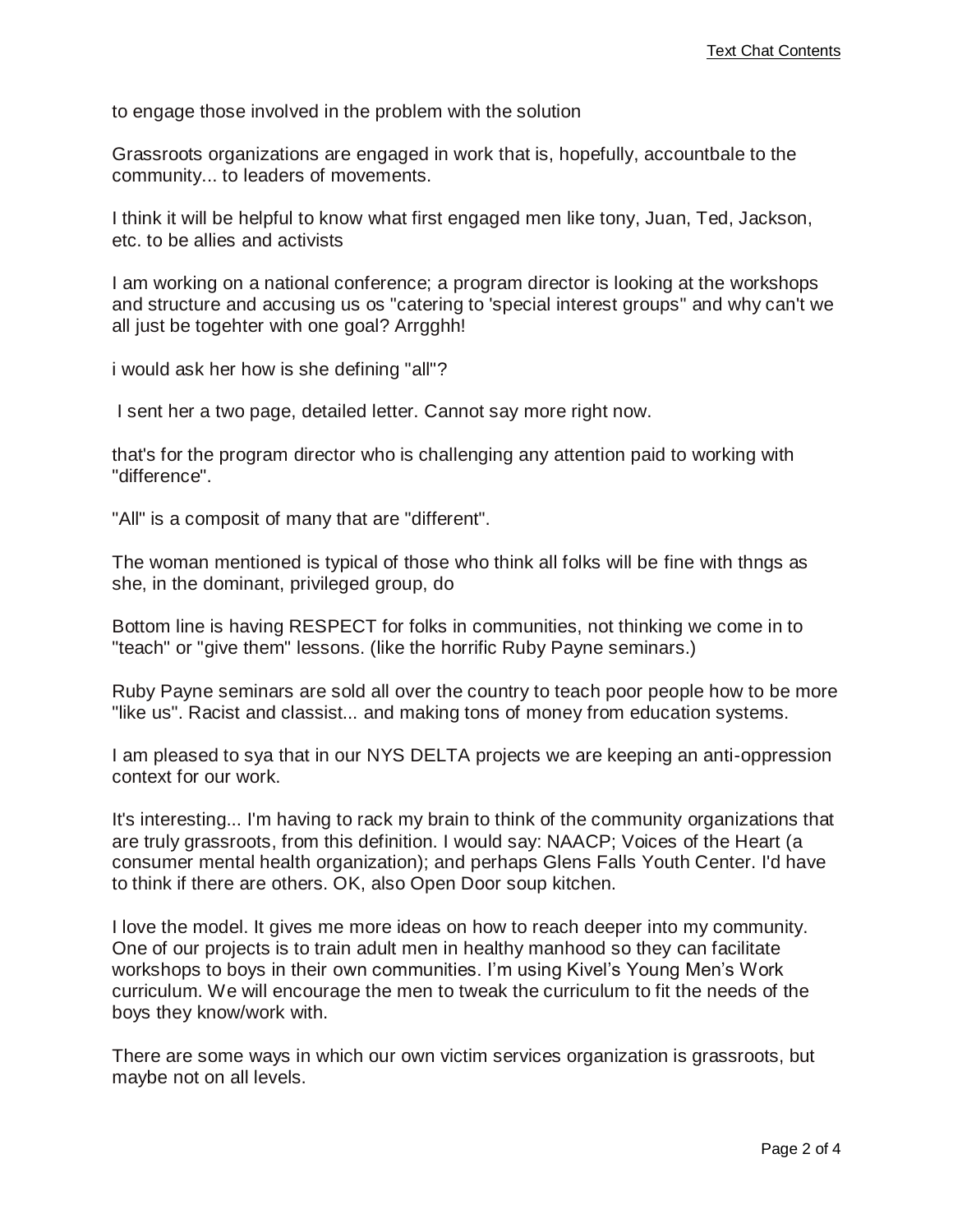to engage those involved in the problem with the solution

Grassroots organizations are engaged in work that is, hopefully, accountbale to the community... to leaders of movements.

I think it will be helpful to know what first engaged men like tony, Juan, Ted, Jackson, etc. to be allies and activists

I am working on a national conference; a program director is looking at the workshops and structure and accusing us os "catering to 'special interest groups" and why can't we all just be togehter with one goal? Arrgghh!

i would ask her how is she defining "all"?

I sent her a two page, detailed letter. Cannot say more right now.

that's for the program director who is challenging any attention paid to working with "difference".

"All" is a composit of many that are "different".

The woman mentioned is typical of those who think all folks will be fine with thngs as she, in the dominant, privileged group, do

Bottom line is having RESPECT for folks in communities, not thinking we come in to "teach" or "give them" lessons. (like the horrific Ruby Payne seminars.)

Ruby Payne seminars are sold all over the country to teach poor people how to be more "like us". Racist and classist... and making tons of money from education systems.

I am pleased to sya that in our NYS DELTA projects we are keeping an anti-oppression context for our work.

It's interesting... I'm having to rack my brain to think of the community organizations that are truly grassroots, from this definition. I would say: NAACP; Voices of the Heart (a consumer mental health organization); and perhaps Glens Falls Youth Center. I'd have to think if there are others. OK, also Open Door soup kitchen.

I love the model. It gives me more ideas on how to reach deeper into my community. One of our projects is to train adult men in healthy manhood so they can facilitate workshops to boys in their own communities. I'm using Kivel's Young Men's Work curriculum. We will encourage the men to tweak the curriculum to fit the needs of the boys they know/work with.

There are some ways in which our own victim services organization is grassroots, but maybe not on all levels.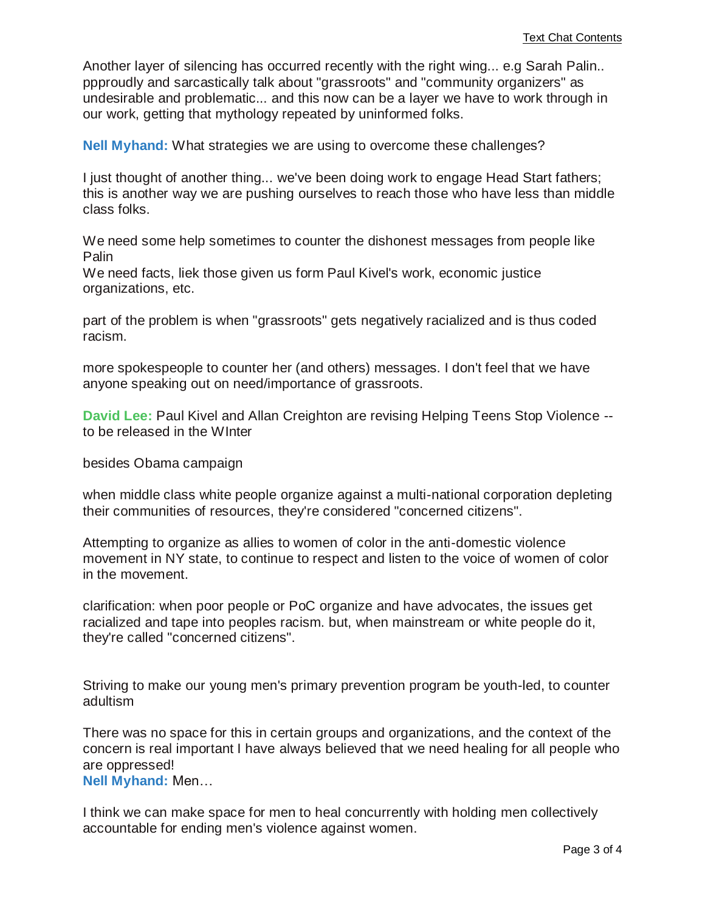Another layer of silencing has occurred recently with the right wing... e.g Sarah Palin.. ppproudly and sarcastically talk about "grassroots" and "community organizers" as undesirable and problematic... and this now can be a layer we have to work through in our work, getting that mythology repeated by uninformed folks.

**Nell Myhand:** What strategies we are using to overcome these challenges?

I just thought of another thing... we've been doing work to engage Head Start fathers; this is another way we are pushing ourselves to reach those who have less than middle class folks.

We need some help sometimes to counter the dishonest messages from people like Palin
We need facts, liek those given us form Paul Kivel's work, economic justice organizations, etc.

part of the problem is when "grassroots" gets negatively racialized and is thus coded racism.

more spokespeople to counter her (and others) messages. I don't feel that we have anyone speaking out on need/importance of grassroots.

**David Lee:** Paul Kivel and Allan Creighton are revising Helping Teens Stop Violence -- to be released in the WInter

besides Obama campaign

when middle class white people organize against a multi-national corporation depleting their communities of resources, they're considered "concerned citizens".

Attempting to organize as allies to women of color in the anti-domestic violence movement in NY state, to continue to respect and listen to the voice of women of color in the movement.

clarification: when poor people or PoC organize and have advocates, the issues get racialized and tape into peoples racism. but, when mainstream or white people do it, they're called "concerned citizens".

Striving to make our young men's primary prevention program be youth-led, to counter adultism

There was no space for this in certain groups and organizations, and the context of the concern is real important I have always believed that we need healing for all people who are oppressed!
**Nell Myhand:** Men…

I think we can make space for men to heal concurrently with holding men collectively accountable for ending men's violence against women.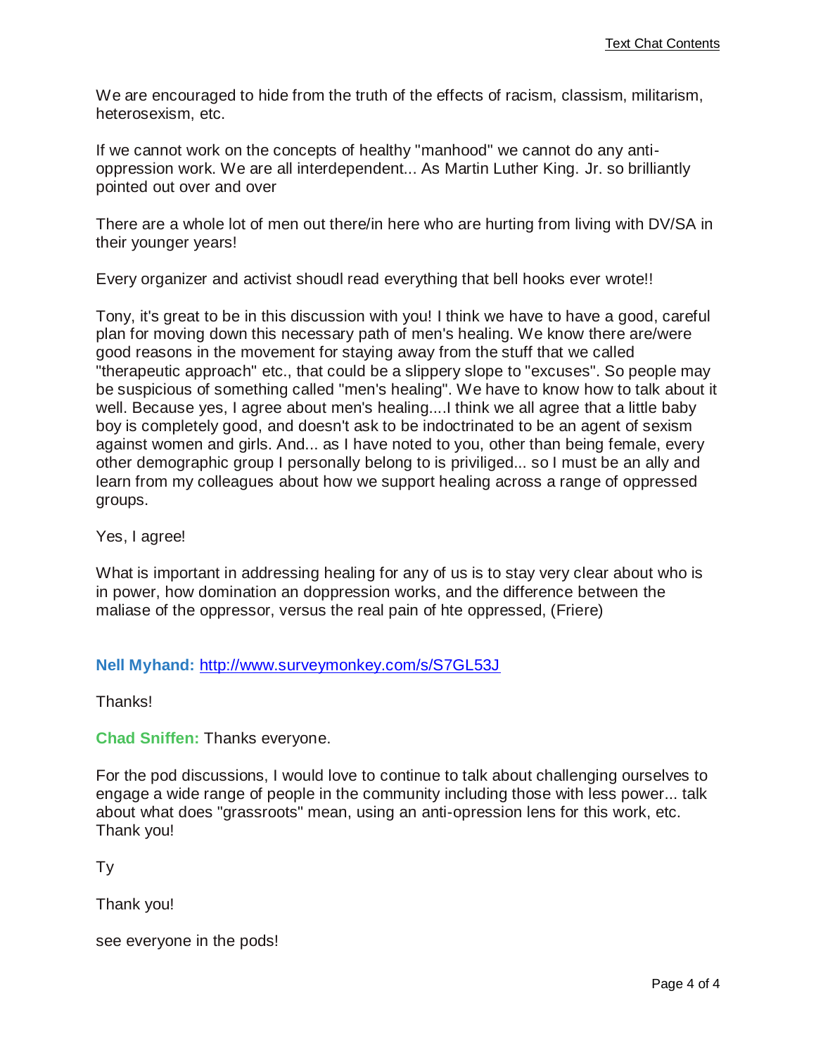We are encouraged to hide from the truth of the effects of racism, classism, militarism, heterosexism, etc.

If we cannot work on the concepts of healthy "manhood" we cannot do any anti-oppression work. We are all interdependent... As Martin Luther King. Jr. so brilliantly pointed out over and over

There are a whole lot of men out there/in here who are hurting from living with DV/SA in their younger years!

Every organizer and activist shoudl read everything that bell hooks ever wrote!!

Tony, it's great to be in this discussion with you! I think we have to have a good, careful plan for moving down this necessary path of men's healing. We know there are/were good reasons in the movement for staying away from the stuff that we called "therapeutic approach" etc., that could be a slippery slope to "excuses". So people may be suspicious of something called "men's healing". We have to know how to talk about it well. Because yes, I agree about men's healing....I think we all agree that a little baby boy is completely good, and doesn't ask to be indoctrinated to be an agent of sexism against women and girls. And... as I have noted to you, other than being female, every other demographic group I personally belong to is priviliged... so I must be an ally and learn from my colleagues about how we support healing across a range of oppressed groups.

Yes, I agree!

What is important in addressing healing for any of us is to stay very clear about who is in power, how domination an doppression works, and the difference between the maliase of the oppressor, versus the real pain of hte oppressed, (Friere)

**Nell Myhand:** http://www.surveymonkey.com/s/S7GL53J

Thanks!

**Chad Sniffen:** Thanks everyone.

For the pod discussions, I would love to continue to talk about challenging ourselves to engage a wide range of people in the community including those with less power... talk about what does "grassroots" mean, using an anti-opression lens for this work, etc. Thank you!

Ty

Thank you!

see everyone in the pods!